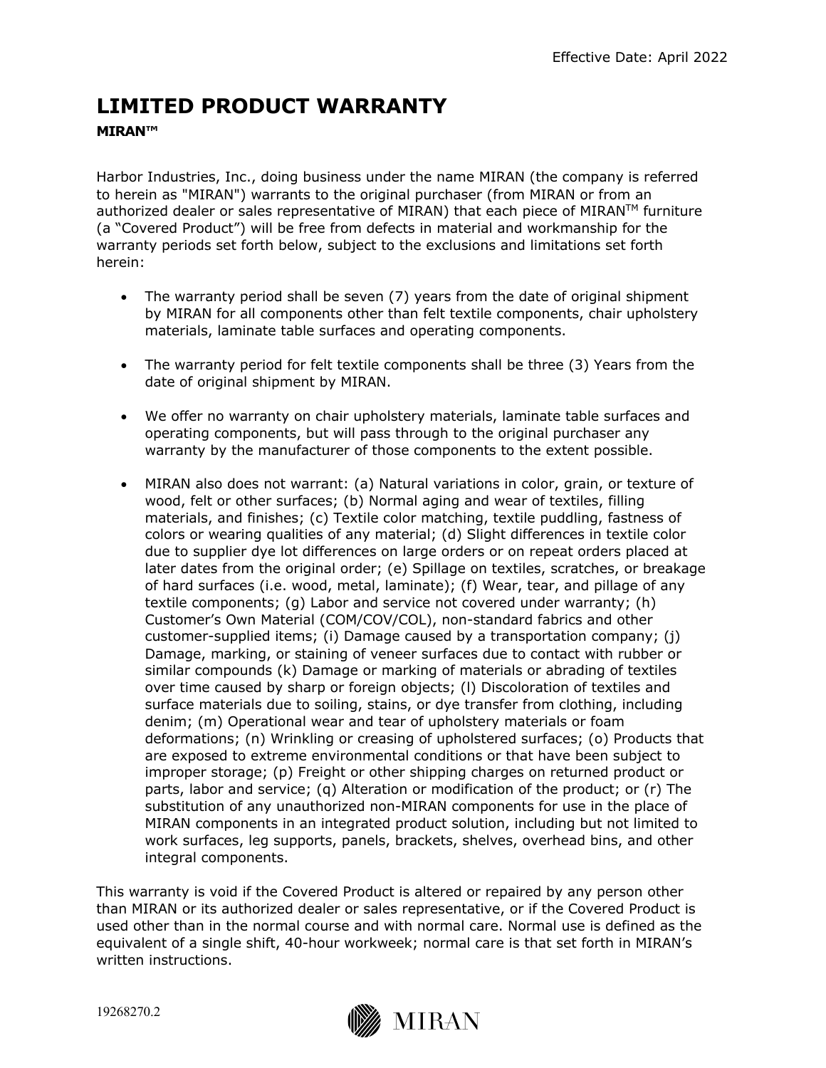Effective Date: April 2022

# LIMITED PRODUCT WARRANTY

**MIRAN™**

Harbor Industries, Inc., doing business under the name MIRAN (the company is referred to herein as "MIRAN") warrants to the original purchaser (from MIRAN or from an authorized dealer or sales representative of MIRAN) that each piece of MIRAN™ furniture (a "Covered Product") will be free from defects in material and workmanship for the warranty periods set forth below, subject to the exclusions and limitations set forth herein:

- The warranty period shall be seven (7) years from the date of original shipment by MIRAN for all components other than felt textile components, chair upholstery materials, laminate table surfaces and operating components.
- The warranty period for felt textile components shall be three (3) Years from the date of original shipment by MIRAN.
- We offer no warranty on chair upholstery materials, laminate table surfaces and operating components, but will pass through to the original purchaser any warranty by the manufacturer of those components to the extent possible.
- MIRAN also does not warrant: (a) Natural variations in color, grain, or texture of wood, felt or other surfaces; (b) Normal aging and wear of textiles, filling materials, and finishes; (c) Textile color matching, textile puddling, fastness of colors or wearing qualities of any material; (d) Slight differences in textile color due to supplier dye lot differences on large orders or on repeat orders placed at later dates from the original order; (e) Spillage on textiles, scratches, or breakage of hard surfaces (i.e. wood, metal, laminate); (f) Wear, tear, and pillage of any textile components; (g) Labor and service not covered under warranty; (h) Customer's Own Material (COM/COV/COL), non-standard fabrics and other customer-supplied items; (i) Damage caused by a transportation company; (j) Damage, marking, or staining of veneer surfaces due to contact with rubber or similar compounds (k) Damage or marking of materials or abrading of textiles over time caused by sharp or foreign objects; (l) Discoloration of textiles and surface materials due to soiling, stains, or dye transfer from clothing, including denim; (m) Operational wear and tear of upholstery materials or foam deformations; (n) Wrinkling or creasing of upholstered surfaces; (o) Products that are exposed to extreme environmental conditions or that have been subject to improper storage; (p) Freight or other shipping charges on returned product or parts, labor and service; (q) Alteration or modification of the product; or (r) The substitution of any unauthorized non-MIRAN components for use in the place of MIRAN components in an integrated product solution, including but not limited to work surfaces, leg supports, panels, brackets, shelves, overhead bins, and other integral components.

This warranty is void if the Covered Product is altered or repaired by any person other than MIRAN or its authorized dealer or sales representative, or if the Covered Product is used other than in the normal course and with normal care. Normal use is defined as the equivalent of a single shift, 40-hour workweek; normal care is that set forth in MIRAN's written instructions.

19268270.2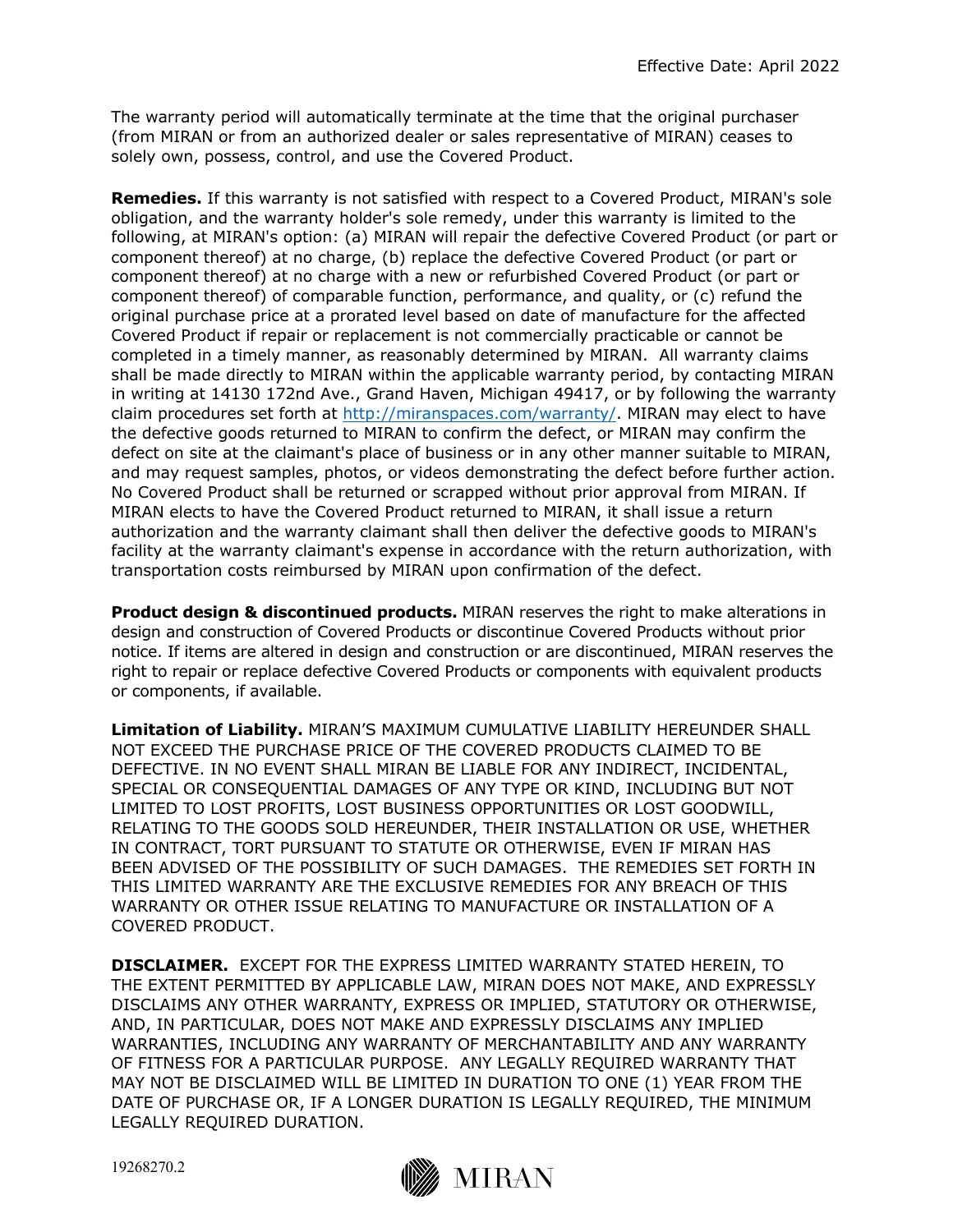The warranty period will automatically terminate at the time that the original purchaser (from MIRAN or from an authorized dealer or sales representative of MIRAN) ceases to solely own, possess, control, and use the Covered Product.

**Remedies.** If this warranty is not satisfied with respect to a Covered Product, MIRAN's sole obligation, and the warranty holder's sole remedy, under this warranty is limited to the following, at MIRAN's option: (a) MIRAN will repair the defective Covered Product (or part or component thereof) at no charge, (b) replace the defective Covered Product (or part or component thereof) at no charge with a new or refurbished Covered Product (or part or component thereof) of comparable function, performance, and quality, or (c) refund the original purchase price at a prorated level based on date of manufacture for the affected Covered Product if repair or replacement is not commercially practicable or cannot be completed in a timely manner, as reasonably determined by MIRAN. All warranty claims shall be made directly to MIRAN within the applicable warranty period, by contacting MIRAN in writing at 14130 172nd Ave., Grand Haven, Michigan 49417, or by following the warranty claim procedures set forth at http://miranspaces.com/warranty/. MIRAN may elect to have the defective goods returned to MIRAN to confirm the defect, or MIRAN may confirm the defect on site at the claimant's place of business or in any other manner suitable to MIRAN, and may request samples, photos, or videos demonstrating the defect before further action. No Covered Product shall be returned or scrapped without prior approval from MIRAN. If MIRAN elects to have the Covered Product returned to MIRAN, it shall issue a return authorization and the warranty claimant shall then deliver the defective goods to MIRAN's facility at the warranty claimant's expense in accordance with the return authorization, with transportation costs reimbursed by MIRAN upon confirmation of the defect.

**Product design & discontinued products.** MIRAN reserves the right to make alterations in design and construction of Covered Products or discontinue Covered Products without prior notice. If items are altered in design and construction or are discontinued, MIRAN reserves the right to repair or replace defective Covered Products or components with equivalent products or components, if available.

**Limitation of Liability.** MIRAN'S MAXIMUM CUMULATIVE LIABILITY HEREUNDER SHALL NOT EXCEED THE PURCHASE PRICE OF THE COVERED PRODUCTS CLAIMED TO BE DEFECTIVE. IN NO EVENT SHALL MIRAN BE LIABLE FOR ANY INDIRECT, INCIDENTAL, SPECIAL OR CONSEQUENTIAL DAMAGES OF ANY TYPE OR KIND, INCLUDING BUT NOT LIMITED TO LOST PROFITS, LOST BUSINESS OPPORTUNITIES OR LOST GOODWILL, RELATING TO THE GOODS SOLD HEREUNDER, THEIR INSTALLATION OR USE, WHETHER IN CONTRACT, TORT PURSUANT TO STATUTE OR OTHERWISE, EVEN IF MIRAN HAS BEEN ADVISED OF THE POSSIBILITY OF SUCH DAMAGES. THE REMEDIES SET FORTH IN THIS LIMITED WARRANTY ARE THE EXCLUSIVE REMEDIES FOR ANY BREACH OF THIS WARRANTY OR OTHER ISSUE RELATING TO MANUFACTURE OR INSTALLATION OF A COVERED PRODUCT.

**DISCLAIMER.** EXCEPT FOR THE EXPRESS LIMITED WARRANTY STATED HEREIN, TO THE EXTENT PERMITTED BY APPLICABLE LAW, MIRAN DOES NOT MAKE, AND EXPRESSLY DISCLAIMS ANY OTHER WARRANTY, EXPRESS OR IMPLIED, STATUTORY OR OTHERWISE, AND, IN PARTICULAR, DOES NOT MAKE AND EXPRESSLY DISCLAIMS ANY IMPLIED WARRANTIES, INCLUDING ANY WARRANTY OF MERCHANTABILITY AND ANY WARRANTY OF FITNESS FOR A PARTICULAR PURPOSE. ANY LEGALLY REQUIRED WARRANTY THAT MAY NOT BE DISCLAIMED WILL BE LIMITED IN DURATION TO ONE (1) YEAR FROM THE DATE OF PURCHASE OR, IF A LONGER DURATION IS LEGALLY REQUIRED, THE MINIMUM LEGALLY REQUIRED DURATION.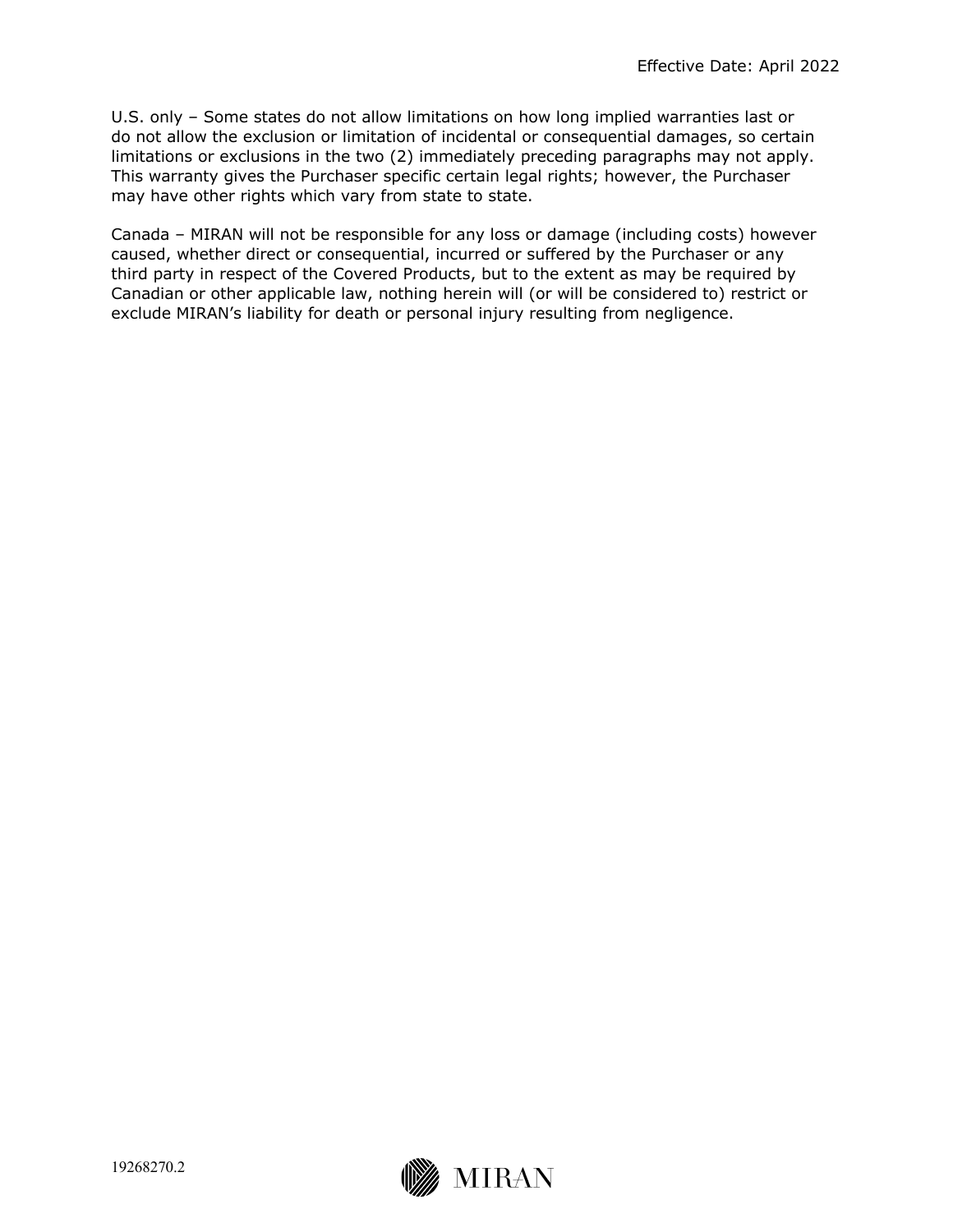U.S. only – Some states do not allow limitations on how long implied warranties last or do not allow the exclusion or limitation of incidental or consequential damages, so certain limitations or exclusions in the two (2) immediately preceding paragraphs may not apply. This warranty gives the Purchaser specific certain legal rights; however, the Purchaser may have other rights which vary from state to state.

Canada – MIRAN will not be responsible for any loss or damage (including costs) however caused, whether direct or consequential, incurred or suffered by the Purchaser or any third party in respect of the Covered Products, but to the extent as may be required by Canadian or other applicable law, nothing herein will (or will be considered to) restrict or exclude MIRAN's liability for death or personal injury resulting from negligence.